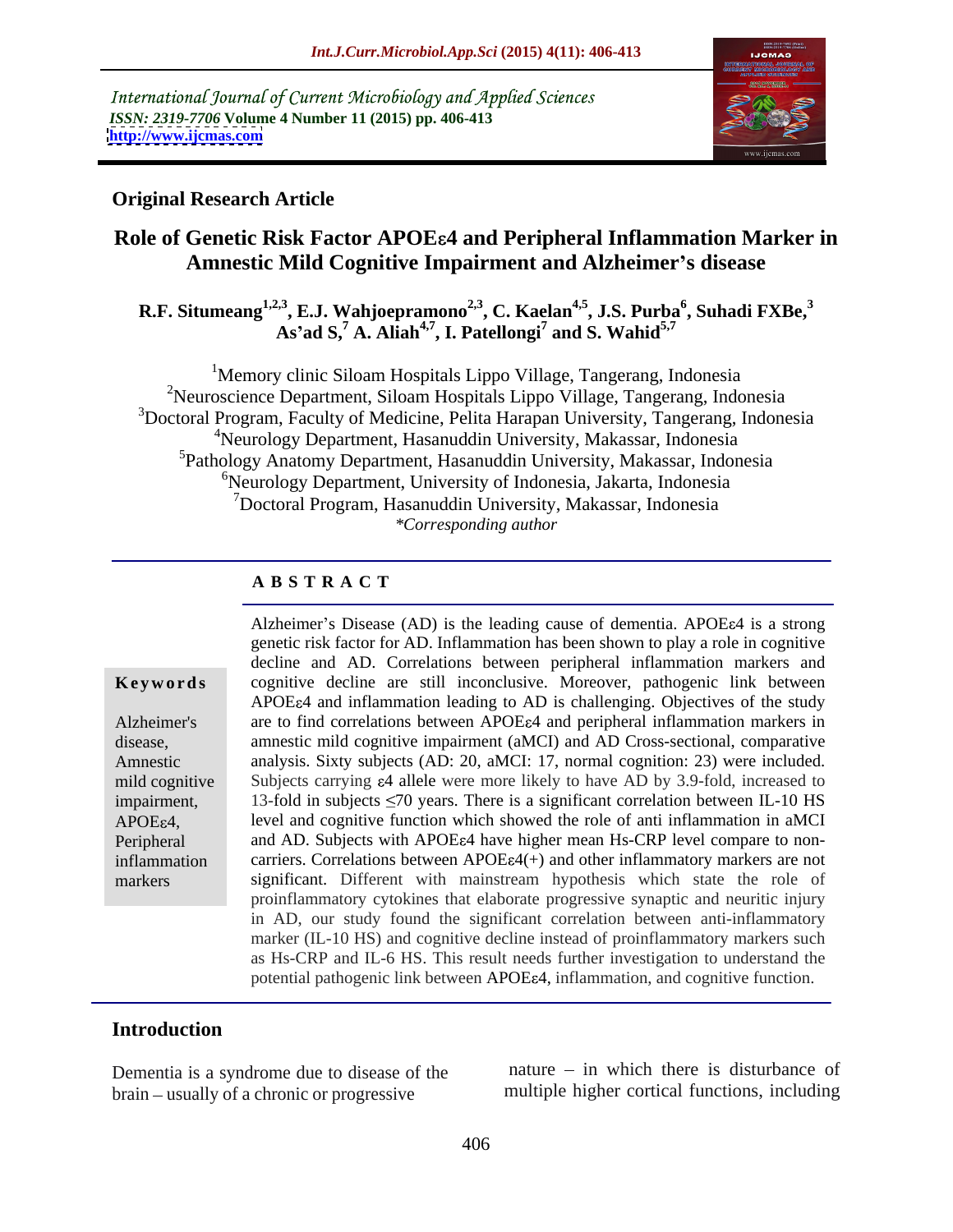International Journal of Current Microbiology and Applied Sciences
*ISSN: 2319-7706* **Volume 4 Number 11 (2015) pp. 406-413**
**http://www.ijcmas.com**

**Original Research Article**

# Role of Genetic Risk Factor APOEε4 and Peripheral Inflammation Marker in Amnestic Mild Cognitive Impairment and Alzheimer's disease

**R.F. Situmeang[1,2,3], E.J. Wahjoepramono[2,3], C. Kaelan[4,5], J.S. Purba[6], Suhadi FXBe,[3] As'ad S,[7] A. Aliah[4,7], I. Patellongi[7] and S. Wahid[5,7]**

[1]Memory clinic Siloam Hospitals Lippo Village, Tangerang, Indonesia
[2]Neuroscience Department, Siloam Hospitals Lippo Village, Tangerang, Indonesia
[3]Doctoral Program, Faculty of Medicine, Pelita Harapan University, Tangerang, Indonesia
[4]Neurology Department, Hasanuddin University, Makassar, Indonesia
[5]Pathology Anatomy Department, Hasanuddin University, Makassar, Indonesia
[6]Neurology Department, University of Indonesia, Jakarta, Indonesia
[7]Doctoral Program, Hasanuddin University, Makassar, Indonesia
*\*Corresponding author*

## A B S T R A C T

**Keywords**

Alzheimer's disease, Amnestic mild cognitive impairment, APOEε4, Peripheral inflammation markers

Alzheimer's Disease (AD) is the leading cause of dementia. APOEε4 is a strong genetic risk factor for AD. Inflammation has been shown to play a role in cognitive decline and AD. Correlations between peripheral inflammation markers and cognitive decline are still inconclusive. Moreover, pathogenic link between APOEε4 and inflammation leading to AD is challenging. Objectives of the study are to find correlations between APOEε4 and peripheral inflammation markers in amnestic mild cognitive impairment (aMCI) and AD Cross-sectional, comparative analysis. Sixty subjects (AD: 20, aMCI: 17, normal cognition: 23) were included. Subjects carrying ε4 allele were more likely to have AD by 3.9-fold, increased to 13-fold in subjects $\leq$70 years. There is a significant correlation between IL-10 HS level and cognitive function which showed the role of anti inflammation in aMCI and AD. Subjects with APOEε4 have higher mean Hs-CRP level compare to non-carriers. Correlations between APOEε4(+) and other inflammatory markers are not significant. Different with mainstream hypothesis which state the role of proinflammatory cytokines that elaborate progressive synaptic and neuritic injury in AD, our study found the significant correlation between anti-inflammatory marker (IL-10 HS) and cognitive decline instead of proinflammatory markers such as Hs-CRP and IL-6 HS. This result needs further investigation to understand the potential pathogenic link between APOEε4, inflammation, and cognitive function.

## Introduction

Dementia is a syndrome due to disease of the brain – usually of a chronic or progressive nature – in which there is disturbance of multiple higher cortical functions, including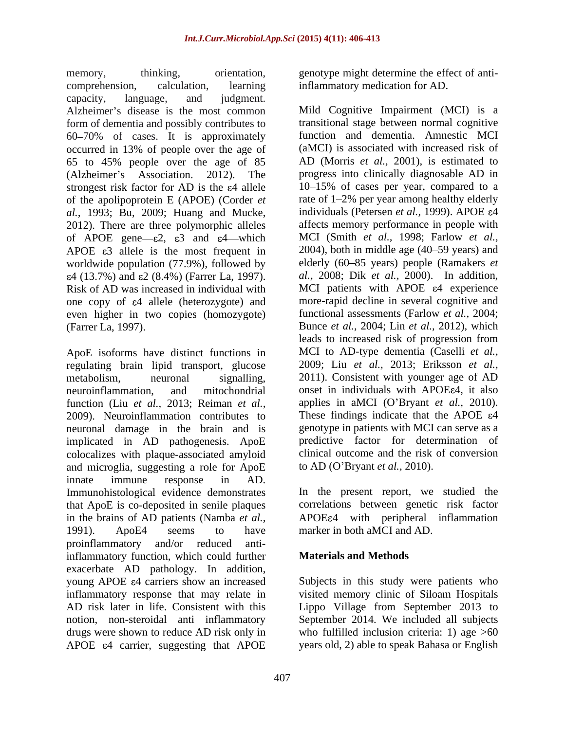memory, thinking, orientation, comprehension, calculation, learning capacity, language, and judgment. Alzheimer's disease is the most common form of dementia and possibly contributes to 60–70% of cases. It is approximately occurred in 13% of people over the age of 65 to 45% people over the age of 85 (Alzheimer's Association. 2012). The strongest risk factor for AD is the ε4 allele of the apolipoprotein E (APOE) (Corder *et al.*, 1993; Bu, 2009; Huang and Mucke, 2012). There are three polymorphic alleles of APOE gene—ε2, ε3 and ε4—which APOE ε3 allele is the most frequent in worldwide population (77.9%), followed by ε4 (13.7%) and ε2 (8.4%) (Farrer La, 1997). Risk of AD was increased in individual with one copy of ε4 allele (heterozygote) and even higher in two copies (homozygote) (Farrer La, 1997).

ApoE isoforms have distinct functions in regulating brain lipid transport, glucose metabolism, neuronal signalling, neuroinflammation, and mitochondrial function (Liu *et al.*, 2013; Reiman *et al.*, 2009). Neuroinflammation contributes to neuronal damage in the brain and is implicated in AD pathogenesis. ApoE colocalizes with plaque-associated amyloid and microglia, suggesting a role for ApoE innate immune response in AD. Immunohistological evidence demonstrates that ApoE is co-deposited in senile plaques in the brains of AD patients (Namba *et al.*, 1991). ApoE4 seems to have proinflammatory and/or reduced anti-inflammatory function, which could further exacerbate AD pathology. In addition, young APOE ε4 carriers show an increased inflammatory response that may relate in AD risk later in life. Consistent with this notion, non-steroidal anti inflammatory drugs were shown to reduce AD risk only in APOE ε4 carrier, suggesting that APOE genotype might determine the effect of anti-inflammatory medication for AD.

Mild Cognitive Impairment (MCI) is a transitional stage between normal cognitive function and dementia. Amnestic MCI (aMCI) is associated with increased risk of AD (Morris *et al.*, 2001), is estimated to progress into clinically diagnosable AD in 10–15% of cases per year, compared to a rate of 1–2% per year among healthy elderly individuals (Petersen *et al.*, 1999). APOE ε4 affects memory performance in people with MCI (Smith *et al.*, 1998; Farlow *et al.*, 2004), both in middle age (40–59 years) and elderly (60–85 years) people (Ramakers *et al.*, 2008; Dik *et al.*, 2000). In addition, MCI patients with APOE ε4 experience more-rapid decline in several cognitive and functional assessments (Farlow *et al.*, 2004; Bunce *et al.*, 2004; Lin *et al.*, 2012), which leads to increased risk of progression from MCI to AD-type dementia (Caselli *et al.*, 2009; Liu *et al.*, 2013; Eriksson *et al.*, 2011). Consistent with younger age of AD onset in individuals with APOEε4, it also applies in aMCI (O'Bryant *et al.*, 2010). These findings indicate that the APOE ε4 genotype in patients with MCI can serve as a predictive factor for determination of clinical outcome and the risk of conversion to AD (O'Bryant *et al.*, 2010).

In the present report, we studied the correlations between genetic risk factor APOEε4 with peripheral inflammation marker in both aMCI and AD.

## Materials and Methods

Subjects in this study were patients who visited memory clinic of Siloam Hospitals Lippo Village from September 2013 to September 2014. We included all subjects who fulfilled inclusion criteria: 1) age >60 years old, 2) able to speak Bahasa or English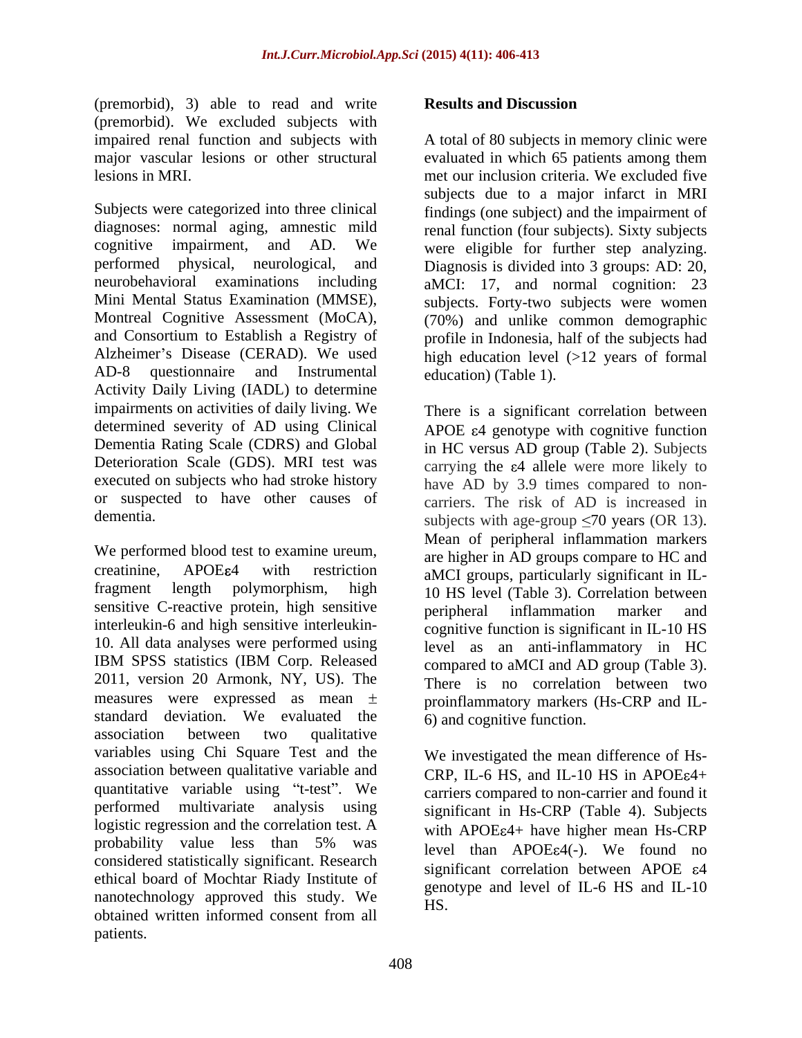(premorbid), 3) able to read and write (premorbid). We excluded subjects with impaired renal function and subjects with major vascular lesions or other structural lesions in MRI.

Subjects were categorized into three clinical diagnoses: normal aging, amnestic mild cognitive impairment, and AD. We performed physical, neurological, and neurobehavioral examinations including Mini Mental Status Examination (MMSE), Montreal Cognitive Assessment (MoCA), and Consortium to Establish a Registry of Alzheimer's Disease (CERAD). We used AD-8 questionnaire and Instrumental Activity Daily Living (IADL) to determine impairments on activities of daily living. We determined severity of AD using Clinical Dementia Rating Scale (CDRS) and Global Deterioration Scale (GDS). MRI test was executed on subjects who had stroke history or suspected to have other causes of dementia.

We performed blood test to examine ureum, creatinine, APOE$\varepsilon$4 with restriction fragment length polymorphism, high sensitive C-reactive protein, high sensitive interleukin-6 and high sensitive interleukin-10. All data analyses were performed using IBM SPSS statistics (IBM Corp. Released 2011, version 20 Armonk, NY, US). The measures were expressed as mean $\pm$ standard deviation. We evaluated the association between two qualitative variables using Chi Square Test and the association between qualitative variable and quantitative variable using "t-test". We performed multivariate analysis using logistic regression and the correlation test. A probability value less than 5% was considered statistically significant. Research ethical board of Mochtar Riady Institute of nanotechnology approved this study. We obtained written informed consent from all patients.

## Results and Discussion

A total of 80 subjects in memory clinic were evaluated in which 65 patients among them met our inclusion criteria. We excluded five subjects due to a major infarct in MRI findings (one subject) and the impairment of renal function (four subjects). Sixty subjects were eligible for further step analyzing. Diagnosis is divided into 3 groups: AD: 20, aMCI: 17, and normal cognition: 23 subjects. Forty-two subjects were women (70%) and unlike common demographic profile in Indonesia, half of the subjects had high education level (>12 years of formal education) (Table 1).

There is a significant correlation between APOE $\varepsilon$4 genotype with cognitive function in HC versus AD group (Table 2). Subjects carrying the $\varepsilon$4 allele were more likely to have AD by 3.9 times compared to non-carriers. The risk of AD is increased in subjects with age-group $\leq$70 years (OR 13). Mean of peripheral inflammation markers are higher in AD groups compare to HC and aMCI groups, particularly significant in IL-10 HS level (Table 3). Correlation between peripheral inflammation marker and cognitive function is significant in IL-10 HS level as an anti-inflammatory in HC compared to aMCI and AD group (Table 3). There is no correlation between two proinflammatory markers (Hs-CRP and IL-6) and cognitive function.

We investigated the mean difference of Hs-CRP, IL-6 HS, and IL-10 HS in APOE$\varepsilon$4+ carriers compared to non-carrier and found it significant in Hs-CRP (Table 4). Subjects with APOE$\varepsilon$4+ have higher mean Hs-CRP level than APOE$\varepsilon$4(-). We found no significant correlation between APOE $\varepsilon$4 genotype and level of IL-6 HS and IL-10 HS.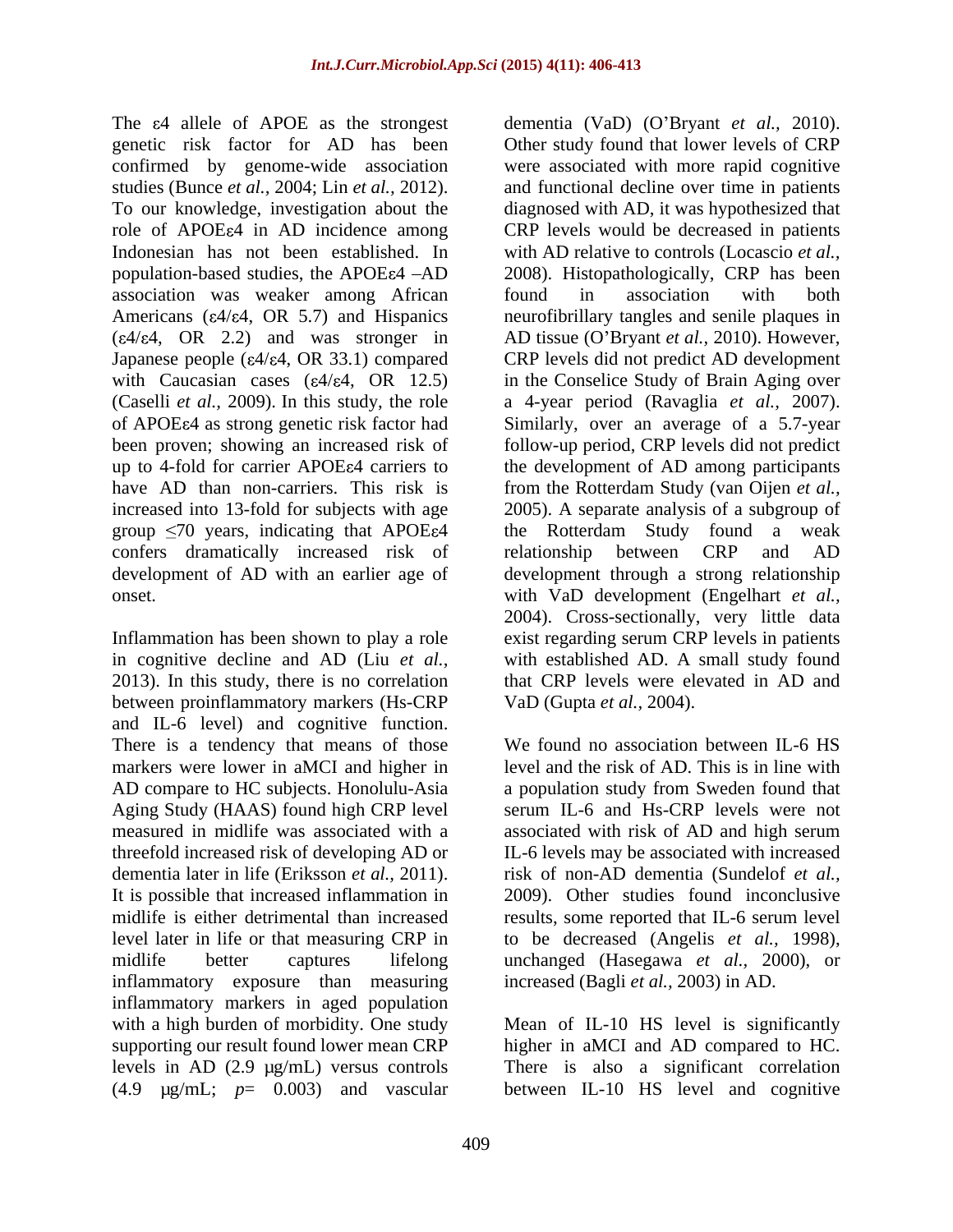The ε4 allele of APOE as the strongest genetic risk factor for AD has been confirmed by genome-wide association studies (Bunce *et al.,* 2004; Lin *et al.,* 2012). To our knowledge, investigation about the role of APOEε4 in AD incidence among Indonesian has not been established. In population-based studies, the APOEε4 –AD association was weaker among African Americans (ε4/ε4, OR 5.7) and Hispanics (ε4/ε4, OR 2.2) and was stronger in Japanese people (ε4/ε4, OR 33.1) compared with Caucasian cases (ε4/ε4, OR 12.5) (Caselli *et al.,* 2009). In this study, the role of APOEε4 as strong genetic risk factor had been proven; showing an increased risk of up to 4-fold for carrier APOEε4 carriers to have AD than non-carriers. This risk is increased into 13-fold for subjects with age group ≤70 years, indicating that APOEε4 confers dramatically increased risk of development of AD with an earlier age of onset.

Inflammation has been shown to play a role in cognitive decline and AD (Liu *et al.,* 2013). In this study, there is no correlation between proinflammatory markers (Hs-CRP and IL-6 level) and cognitive function. There is a tendency that means of those markers were lower in aMCI and higher in AD compare to HC subjects. Honolulu-Asia Aging Study (HAAS) found high CRP level measured in midlife was associated with a threefold increased risk of developing AD or dementia later in life (Eriksson *et al.,* 2011). It is possible that increased inflammation in midlife is either detrimental than increased level later in life or that measuring CRP in midlife better captures lifelong inflammatory exposure than measuring inflammatory markers in aged population with a high burden of morbidity. One study supporting our result found lower mean CRP levels in AD (2.9 µg/mL) versus controls (4.9 µg/mL; $p$= 0.003) and vascular dementia (VaD) (O'Bryant *et al.,* 2010). Other study found that lower levels of CRP were associated with more rapid cognitive and functional decline over time in patients diagnosed with AD, it was hypothesized that CRP levels would be decreased in patients with AD relative to controls (Locascio *et al.,* 2008). Histopathologically, CRP has been found in association with both neurofibrillary tangles and senile plaques in AD tissue (O'Bryant *et al.,* 2010). However, CRP levels did not predict AD development in the Conselice Study of Brain Aging over a 4-year period (Ravaglia *et al.,* 2007). Similarly, over an average of a 5.7-year follow-up period, CRP levels did not predict the development of AD among participants from the Rotterdam Study (van Oijen *et al.,* 2005). A separate analysis of a subgroup of the Rotterdam Study found a weak relationship between CRP and AD development through a strong relationship with VaD development (Engelhart *et al.,* 2004). Cross-sectionally, very little data exist regarding serum CRP levels in patients with established AD. A small study found that CRP levels were elevated in AD and VaD (Gupta *et al.,* 2004).

We found no association between IL-6 HS level and the risk of AD. This is in line with a population study from Sweden found that serum IL-6 and Hs-CRP levels were not associated with risk of AD and high serum IL-6 levels may be associated with increased risk of non-AD dementia (Sundelof *et al.,* 2009). Other studies found inconclusive results, some reported that IL-6 serum level to be decreased (Angelis *et al.,* 1998), unchanged (Hasegawa *et al.,* 2000), or increased (Bagli *et al.,* 2003) in AD.

Mean of IL-10 HS level is significantly higher in aMCI and AD compared to HC. There is also a significant correlation between IL-10 HS level and cognitive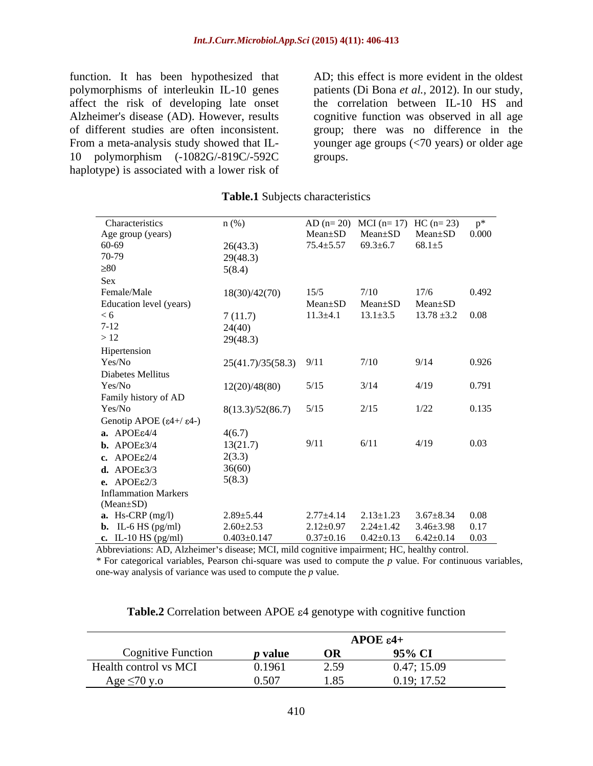function. It has been hypothesized that polymorphisms of interleukin IL-10 genes affect the risk of developing late onset Alzheimer's disease (AD). However, results of different studies are often inconsistent. From a meta-analysis study showed that IL-10 polymorphism (-1082G/-819C/-592C haplotype) is associated with a lower risk of AD; this effect is more evident in the oldest patients (Di Bona *et al.,* 2012). In our study, the correlation between IL-10 HS and cognitive function was observed in all age group; there was no difference in the younger age groups (<70 years) or older age groups.

**Table.1** Subjects characteristics

| Characteristics | n (%) | AD (n= 20) | MCI (n= 17) | HC (n= 23) | p* |
|---|---|---|---|---|---|
| Age group (years) | | Mean±SD | Mean±SD | Mean±SD | 0.000 |
| 60-69 | 26(43.3) | 75.4±5.57 | 69.3±6.7 | 68.1±5 | |
| 70-79 | 29(48.3) | | | | |
| ≥80 | 5(8.4) | | | | |
| Sex | | | | | |
| Female/Male | 18(30)/42(70) | 15/5 | 7/10 | 17/6 | 0.492 |
| Education level (years) | | Mean±SD | Mean±SD | Mean±SD | |
| < 6 | 7 (11.7) | 11.3±4.1 | 13.1±3.5 | 13.78 ±3.2 | 0.08 |
| 7-12 | 24(40) | | | | |
| > 12 | 29(48.3) | | | | |
| Hipertension | | | | | |
| Yes/No | 25(41.7)/35(58.3) | 9/11 | 7/10 | 9/14 | 0.926 |
| Diabetes Mellitus | | | | | |
| Yes/No | 12(20)/48(80) | 5/15 | 3/14 | 4/19 | 0.791 |
| Family history of AD | | | | | |
| Yes/No | 8(13.3)/52(86.7) | 5/15 | 2/15 | 1/22 | 0.135 |
| Genotip APOE (ε4+/ ε4-) | | | | | |
| **a.** APOEε4/4 | 4(6.7) | | | | |
| **b.** APOEε3/4 | 13(21.7) | 9/11 | 6/11 | 4/19 | 0.03 |
| **c.** APOEε2/4 | 2(3.3) | | | | |
| **d.** APOEε3/3 | 36(60) | | | | |
| **e.** APOEε2/3 | 5(8.3) | | | | |
| Inflammation Markers (Mean±SD) | | | | | |
| **a.** Hs-CRP (mg/l) | 2.89±5.44 | 2.77±4.14 | 2.13±1.23 | 3.67±8.34 | 0.08 |
| **b.** IL-6 HS (pg/ml) | 2.60±2.53 | 2.12±0.97 | 2.24±1.42 | 3.46±3.98 | 0.17 |
| **c.** IL-10 HS (pg/ml) | 0.403±0.147 | 0.37±0.16 | 0.42±0.13 | 6.42±0.14 | 0.03 |

Abbreviations: AD, Alzheimer's disease; MCI, mild cognitive impairment; HC, healthy control.
\* For categorical variables, Pearson chi-square was used to compute the *p* value. For continuous variables, one-way analysis of variance was used to compute the *p* value.

**Table.2** Correlation between APOE ε4 genotype with cognitive function

| | APOE ε4+ | | |
|---|---|---|---|
| Cognitive Function | *p* value | OR | 95% CI |
| Health control vs MCI | 0.1961 | 2.59 | 0.47; 15.09 |
| Age ≤70 y.o | 0.507 | 1.85 | 0.19; 17.52 |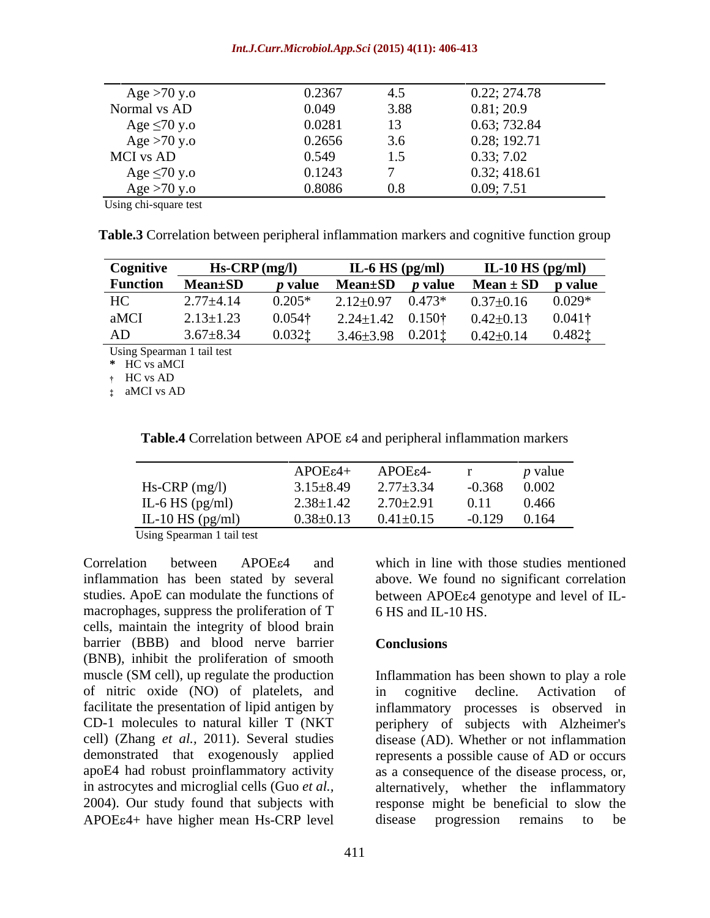| | | | |
|---|---|---|---|
| Age >70 y.o | 0.2367 | 4.5 | 0.22; 274.78 |
| Normal vs AD | 0.049 | 3.88 | 0.81; 20.9 |
| Age ≤70 y.o | 0.0281 | 13 | 0.63; 732.84 |
| Age >70 y.o | 0.2656 | 3.6 | 0.28; 192.71 |
| MCI vs AD | 0.549 | 1.5 | 0.33; 7.02 |
| Age ≤70 y.o | 0.1243 | 7 | 0.32; 418.61 |
| Age >70 y.o | 0.8086 | 0.8 | 0.09; 7.51 |

Using chi-square test

**Table.3** Correlation between peripheral inflammation markers and cognitive function group

| Cognitive Function | Hs-CRP (mg/l) | | IL-6 HS (pg/ml) | | IL-10 HS (pg/ml) | |
|---|---|---|---|---|---|---|
| | Mean±SD | *p* value | Mean±SD | *p* value | Mean ± SD | p value |
| HC | 2.77±4.14 | 0.205* | 2.12±0.97 | 0.473* | 0.37±0.16 | 0.029* |
| aMCI | 2.13±1.23 | 0.054† | 2.24±1.42 | 0.150† | 0.42±0.13 | 0.041† |
| AD | 3.67±8.34 | 0.032‡ | 3.46±3.98 | 0.201‡ | 0.42±0.14 | 0.482‡ |

Using Spearman 1 tail test

\* HC vs aMCI

† HC vs AD

‡ aMCI vs AD

**Table.4** Correlation between APOE ε4 and peripheral inflammation markers

| | APOEε4+ | APOEε4- | r | *p* value |
|---|---|---|---|---|
| Hs-CRP (mg/l) | 3.15±8.49 | 2.77±3.34 | -0.368 | 0.002 |
| IL-6 HS (pg/ml) | 2.38±1.42 | 2.70±2.91 | 0.11 | 0.466 |
| IL-10 HS (pg/ml) | 0.38±0.13 | 0.41±0.15 | -0.129 | 0.164 |

Using Spearman 1 tail test

Correlation between APOEε4 and inflammation has been stated by several studies. ApoE can modulate the functions of macrophages, suppress the proliferation of T cells, maintain the integrity of blood brain barrier (BBB) and blood nerve barrier (BNB), inhibit the proliferation of smooth muscle (SM cell), up regulate the production of nitric oxide (NO) of platelets, and facilitate the presentation of lipid antigen by CD-1 molecules to natural killer T (NKT cell) (Zhang *et al.,* 2011). Several studies demonstrated that exogenously applied apoE4 had robust proinflammatory activity in astrocytes and microglial cells (Guo *et al.,* 2004). Our study found that subjects with APOEε4+ have higher mean Hs-CRP level which in line with those studies mentioned above. We found no significant correlation between APOEε4 genotype and level of IL-6 HS and IL-10 HS.

## Conclusions

Inflammation has been shown to play a role in cognitive decline. Activation of inflammatory processes is observed in periphery of subjects with Alzheimer's disease (AD). Whether or not inflammation represents a possible cause of AD or occurs as a consequence of the disease process, or, alternatively, whether the inflammatory response might be beneficial to slow the disease progression remains to be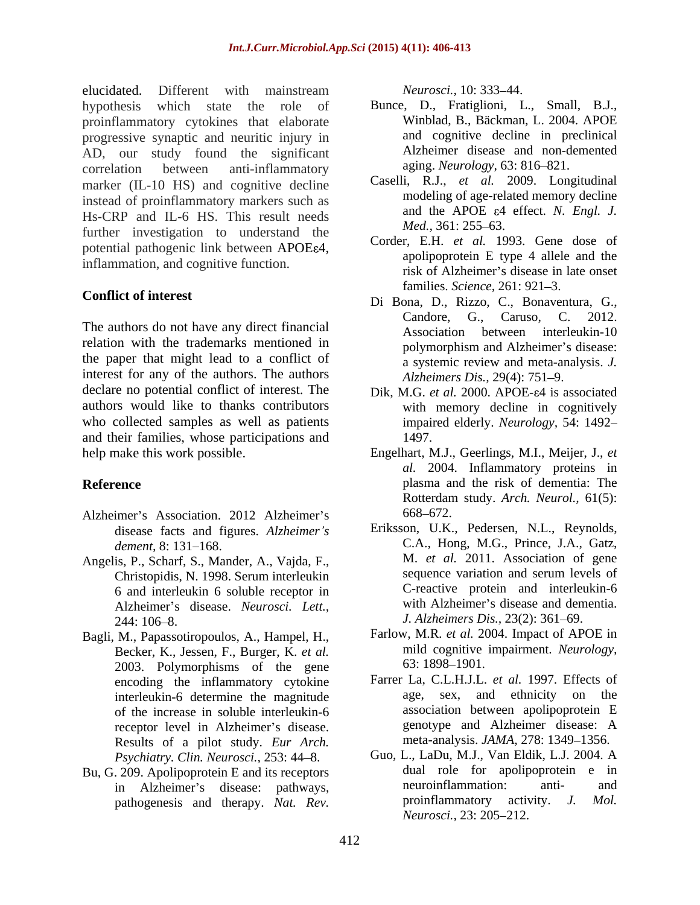elucidated. Different with mainstream hypothesis which state the role of proinflammatory cytokines that elaborate progressive synaptic and neuritic injury in AD, our study found the significant correlation between anti-inflammatory marker (IL-10 HS) and cognitive decline instead of proinflammatory markers such as Hs-CRP and IL-6 HS. This result needs further investigation to understand the potential pathogenic link between APOEε4, inflammation, and cognitive function.

## Conflict of interest

The authors do not have any direct financial relation with the trademarks mentioned in the paper that might lead to a conflict of interest for any of the authors. The authors declare no potential conflict of interest. The authors would like to thanks contributors who collected samples as well as patients and their families, whose participations and help make this work possible.

## Reference

Alzheimer's Association. 2012 Alzheimer's disease facts and figures. *Alzheimer's dement,* 8: 131–168.

Angelis, P., Scharf, S., Mander, A., Vajda, F., Christopidis, N. 1998. Serum interleukin 6 and interleukin 6 soluble receptor in Alzheimer's disease. *Neurosci. Lett.,* 244: 106–8.

Bagli, M., Papassotiropoulos, A., Hampel, H., Becker, K., Jessen, F., Burger, K. *et al.* 2003. Polymorphisms of the gene encoding the inflammatory cytokine interleukin-6 determine the magnitude of the increase in soluble interleukin-6 receptor level in Alzheimer's disease. Results of a pilot study. *Eur Arch. Psychiatry. Clin. Neurosci.,* 253: 44–8.

Bu, G. 209. Apolipoprotein E and its receptors in Alzheimer's disease: pathways, pathogenesis and therapy. *Nat. Rev. Neurosci.,* 10: 333–44.

Bunce, D., Fratiglioni, L., Small, B.J., Winblad, B., Bäckman, L. 2004. APOE and cognitive decline in preclinical Alzheimer disease and non-demented aging. *Neurology,* 63: 816–821.

Caselli, R.J., *et al.* 2009. Longitudinal modeling of age-related memory decline and the APOE ε4 effect. *N. Engl. J. Med.,* 361: 255–63.

Corder, E.H. *et al.* 1993. Gene dose of apolipoprotein E type 4 allele and the risk of Alzheimer's disease in late onset families. *Science,* 261: 921–3.

Di Bona, D., Rizzo, C., Bonaventura, G., Candore, G., Caruso, C. 2012. Association between interleukin-10 polymorphism and Alzheimer's disease: a systemic review and meta-analysis. *J. Alzheimers Dis.,* 29(4): 751–9.

Dik, M.G. *et al.* 2000. APOE-ε4 is associated with memory decline in cognitively impaired elderly. *Neurology,* 54: 1492–1497.

Engelhart, M.J., Geerlings, M.I., Meijer, J., *et al.* 2004. Inflammatory proteins in plasma and the risk of dementia: The Rotterdam study. *Arch. Neurol.,* 61(5): 668–672.

Eriksson, U.K., Pedersen, N.L., Reynolds, C.A., Hong, M.G., Prince, J.A., Gatz, M. *et al.* 2011. Association of gene sequence variation and serum levels of C-reactive protein and interleukin-6 with Alzheimer's disease and dementia. *J. Alzheimers Dis.,* 23(2): 361–69.

Farlow, M.R. *et al.* 2004. Impact of APOE in mild cognitive impairment. *Neurology,* 63: 1898–1901.

Farrer La, C.L.H.J.L. *et al.* 1997. Effects of age, sex, and ethnicity on the association between apolipoprotein E genotype and Alzheimer disease: A meta-analysis. *JAMA,* 278: 1349–1356.

Guo, L., LaDu, M.J., Van Eldik, L.J. 2004. A dual role for apolipoprotein e in neuroinflammation: anti- and proinflammatory activity. *J. Mol. Neurosci.,* 23: 205–212.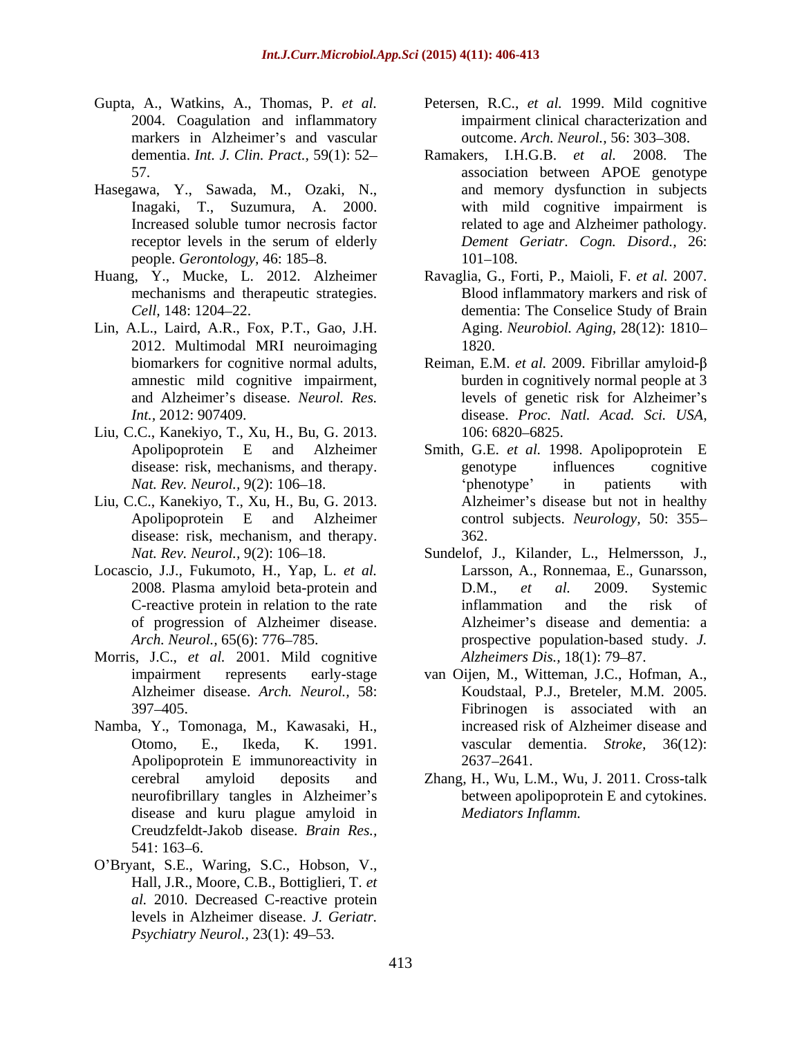Gupta, A., Watkins, A., Thomas, P. *et al.* 2004. Coagulation and inflammatory markers in Alzheimer's and vascular dementia. *Int. J. Clin. Pract.,* 59(1): 52–57.

Hasegawa, Y., Sawada, M., Ozaki, N., Inagaki, T., Suzumura, A. 2000. Increased soluble tumor necrosis factor receptor levels in the serum of elderly people. *Gerontology,* 46: 185–8.

Huang, Y., Mucke, L. 2012. Alzheimer mechanisms and therapeutic strategies. *Cell,* 148: 1204–22.

Lin, A.L., Laird, A.R., Fox, P.T., Gao, J.H. 2012. Multimodal MRI neuroimaging biomarkers for cognitive normal adults, amnestic mild cognitive impairment, and Alzheimer's disease. *Neurol. Res. Int.,* 2012: 907409.

Liu, C.C., Kanekiyo, T., Xu, H., Bu, G. 2013. Apolipoprotein E and Alzheimer disease: risk, mechanisms, and therapy. *Nat. Rev. Neurol.,* 9(2): 106–18.

Liu, C.C., Kanekiyo, T., Xu, H., Bu, G. 2013. Apolipoprotein E and Alzheimer disease: risk, mechanism, and therapy. *Nat. Rev. Neurol.,* 9(2): 106–18.

Locascio, J.J., Fukumoto, H., Yap, L. *et al.* 2008. Plasma amyloid beta-protein and C-reactive protein in relation to the rate of progression of Alzheimer disease. *Arch. Neurol.,* 65(6): 776–785.

Morris, J.C., *et al.* 2001. Mild cognitive impairment represents early-stage Alzheimer disease. *Arch. Neurol.,* 58: 397–405.

Namba, Y., Tomonaga, M., Kawasaki, H., Otomo, E., Ikeda, K. 1991. Apolipoprotein E immunoreactivity in cerebral amyloid deposits and neurofibrillary tangles in Alzheimer's disease and kuru plague amyloid in Creudzfeldt-Jakob disease. *Brain Res.,* 541: 163–6.

O'Bryant, S.E., Waring, S.C., Hobson, V., Hall, J.R., Moore, C.B., Bottiglieri, T. *et al.* 2010. Decreased C-reactive protein levels in Alzheimer disease. *J. Geriatr. Psychiatry Neurol.,* 23(1): 49–53.

Petersen, R.C., *et al.* 1999. Mild cognitive impairment clinical characterization and outcome. *Arch. Neurol.,* 56: 303–308.

Ramakers, I.H.G.B. *et al.* 2008. The association between APOE genotype and memory dysfunction in subjects with mild cognitive impairment is related to age and Alzheimer pathology. *Dement Geriatr. Cogn. Disord.,* 26: 101–108.

Ravaglia, G., Forti, P., Maioli, F. *et al.* 2007. Blood inflammatory markers and risk of dementia: The Conselice Study of Brain Aging. *Neurobiol. Aging,* 28(12): 1810–1820.

Reiman, E.M. *et al.* 2009. Fibrillar amyloid-β burden in cognitively normal people at 3 levels of genetic risk for Alzheimer's disease. *Proc. Natl. Acad. Sci. USA,* 106: 6820–6825.

Smith, G.E. *et al.* 1998. Apolipoprotein E genotype influences cognitive 'phenotype' in patients with Alzheimer's disease but not in healthy control subjects. *Neurology,* 50: 355–362.

Sundelof, J., Kilander, L., Helmersson, J., Larsson, A., Ronnemaa, E., Gunarsson, D.M., *et al.* 2009. Systemic inflammation and the risk of Alzheimer's disease and dementia: a prospective population-based study. *J. Alzheimers Dis.,* 18(1): 79–87.

van Oijen, M., Witteman, J.C., Hofman, A., Koudstaal, P.J., Breteler, M.M. 2005. Fibrinogen is associated with an increased risk of Alzheimer disease and vascular dementia. *Stroke,* 36(12): 2637–2641.

Zhang, H., Wu, L.M., Wu, J. 2011. Cross-talk between apolipoprotein E and cytokines. *Mediators Inflamm.*